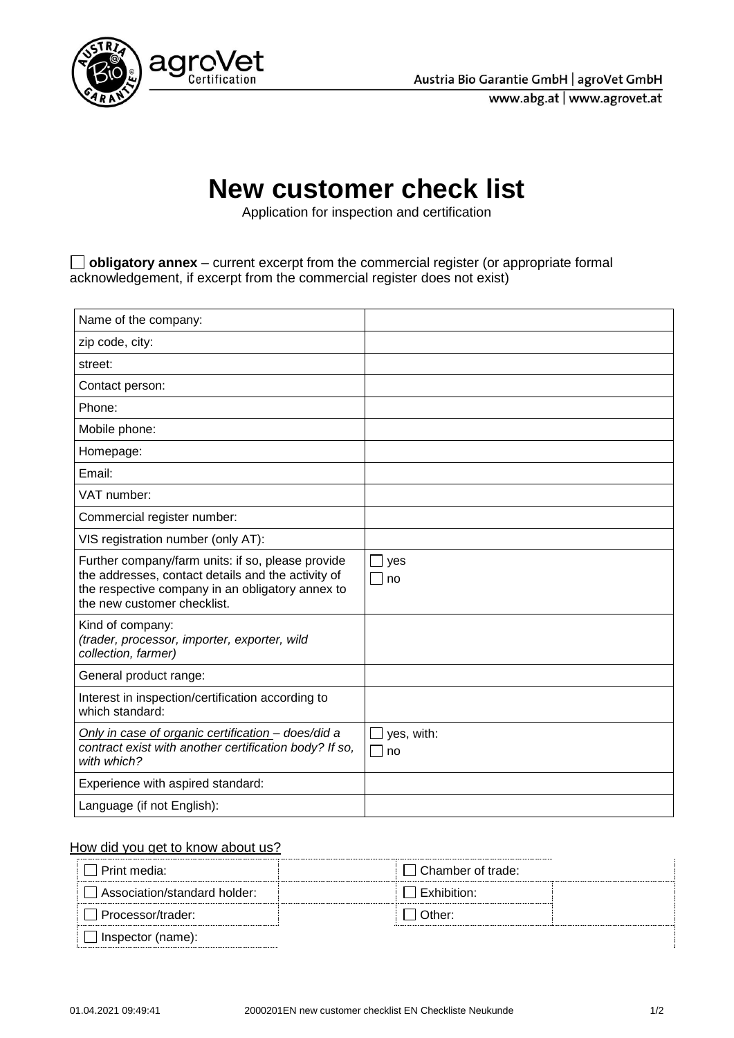Austria Bio Garantie GmbH | agroVet GmbH

www.abg.at | www.agrovet.at

# New customer check list

Application for inspection and certification

☐ **obligatory annex** – current excerpt from the commercial register (or appropriate formal acknowledgement, if excerpt from the commercial register does not exist)

| | |
|---|---|
| Name of the company: | |
| zip code, city: | |
| street: | |
| Contact person: | |
| Phone: | |
| Mobile phone: | |
| Homepage: | |
| Email: | |
| VAT number: | |
| Commercial register number: | |
| VIS registration number (only AT): | |
| Further company/farm units: if so, please provide the addresses, contact details and the activity of the respective company in an obligatory annex to the new customer checklist. | ☐ yes<br>☐ no |
| Kind of company:<br>*(trader, processor, importer, exporter, wild collection, farmer)* | |
| General product range: | |
| Interest in inspection/certification according to which standard: | |
| *Only in case of organic certification – does/did a contract exist with another certification body? If so, with which?* | ☐ yes, with:<br>☐ no |
| Experience with aspired standard: | |
| Language (if not English): | |

How did you get to know about us?

| | | | |
|---|---|---|---|
| ☐ Print media: | | ☐ Chamber of trade: | |
| ☐ Association/standard holder: | | ☐ Exhibition: | |
| ☐ Processor/trader: | | ☐ Other: | |
| ☐ Inspector (name): | | | |

01.04.2021 09:49:41 2000201EN new customer checklist EN Checkliste Neukunde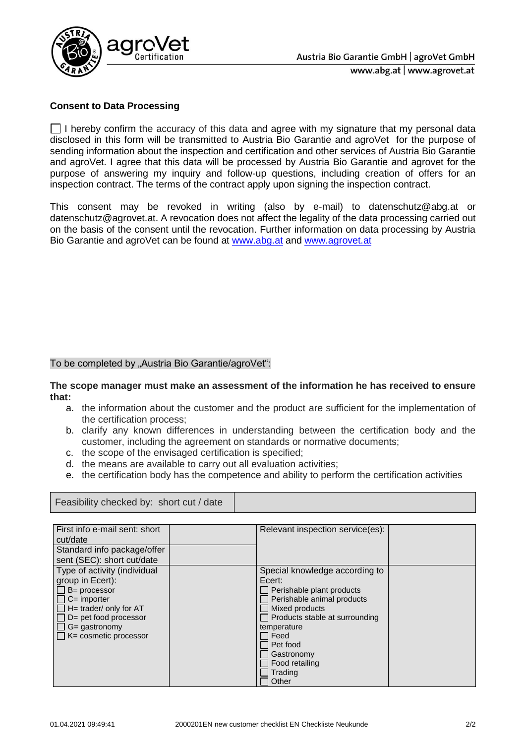**Consent to Data Processing**

☐ I hereby confirm the accuracy of this data and agree with my signature that my personal data disclosed in this form will be transmitted to Austria Bio Garantie and agroVet for the purpose of sending information about the inspection and certification and other services of Austria Bio Garantie and agroVet. I agree that this data will be processed by Austria Bio Garantie and agrovet for the purpose of answering my inquiry and follow-up questions, including creation of offers for an inspection contract. The terms of the contract apply upon signing the inspection contract.

This consent may be revoked in writing (also by e-mail) to datenschutz@abg.at or datenschutz@agrovet.at. A revocation does not affect the legality of the data processing carried out on the basis of the consent until the revocation. Further information on data processing by Austria Bio Garantie and agroVet can be found at www.abg.at and www.agrovet.at

To be completed by „Austria Bio Garantie/agroVet":

**The scope manager must make an assessment of the information he has received to ensure that:**

a. the information about the customer and the product are sufficient for the implementation of the certification process;
b. clarify any known differences in understanding between the certification body and the customer, including the agreement on standards or normative documents;
c. the scope of the envisaged certification is specified;
d. the means are available to carry out all evaluation activities;
e. the certification body has the competence and ability to perform the certification activities

| | |
|---|---|
| Feasibility checked by: short cut / date | |

| | | | |
|---|---|---|---|
| First info e-mail sent: short cut/date | | Relevant inspection service(es): | |
| Standard info package/offer sent (SEC): short cut/date | | | |
| Type of activity (individual group in Ecert):<br>☐ B= processor<br>☐ C= importer<br>☐ H= trader/ only for AT<br>☐ D= pet food processor<br>☐ G= gastronomy<br>☐ K= cosmetic processor | | Special knowledge according to Ecert:<br>☐ Perishable plant products<br>☐ Perishable animal products<br>☐ Mixed products<br>☐ Products stable at surrounding temperature<br>☐ Feed<br>☐ Pet food<br>☐ Gastronomy<br>☐ Food retailing<br>☐ Trading<br>☐ Other | |